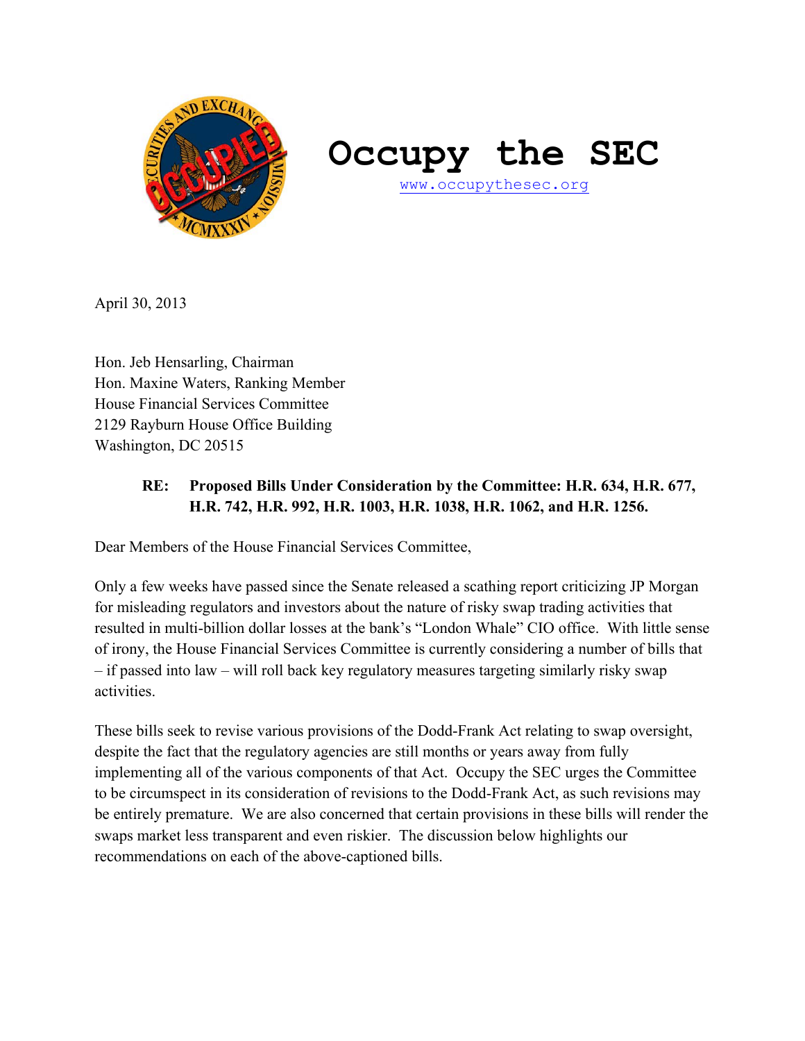# Occupy the SEC

www.occupythesec.org

April 30, 2013

Hon. Jeb Hensarling, Chairman
Hon. Maxine Waters, Ranking Member
House Financial Services Committee
2129 Rayburn House Office Building
Washington, DC 20515

**RE: Proposed Bills Under Consideration by the Committee: H.R. 634, H.R. 677, H.R. 742, H.R. 992, H.R. 1003, H.R. 1038, H.R. 1062, and H.R. 1256.**

Dear Members of the House Financial Services Committee,

Only a few weeks have passed since the Senate released a scathing report criticizing JP Morgan for misleading regulators and investors about the nature of risky swap trading activities that resulted in multi-billion dollar losses at the bank's "London Whale" CIO office. With little sense of irony, the House Financial Services Committee is currently considering a number of bills that – if passed into law – will roll back key regulatory measures targeting similarly risky swap activities.

These bills seek to revise various provisions of the Dodd-Frank Act relating to swap oversight, despite the fact that the regulatory agencies are still months or years away from fully implementing all of the various components of that Act. Occupy the SEC urges the Committee to be circumspect in its consideration of revisions to the Dodd-Frank Act, as such revisions may be entirely premature. We are also concerned that certain provisions in these bills will render the swaps market less transparent and even riskier. The discussion below highlights our recommendations on each of the above-captioned bills.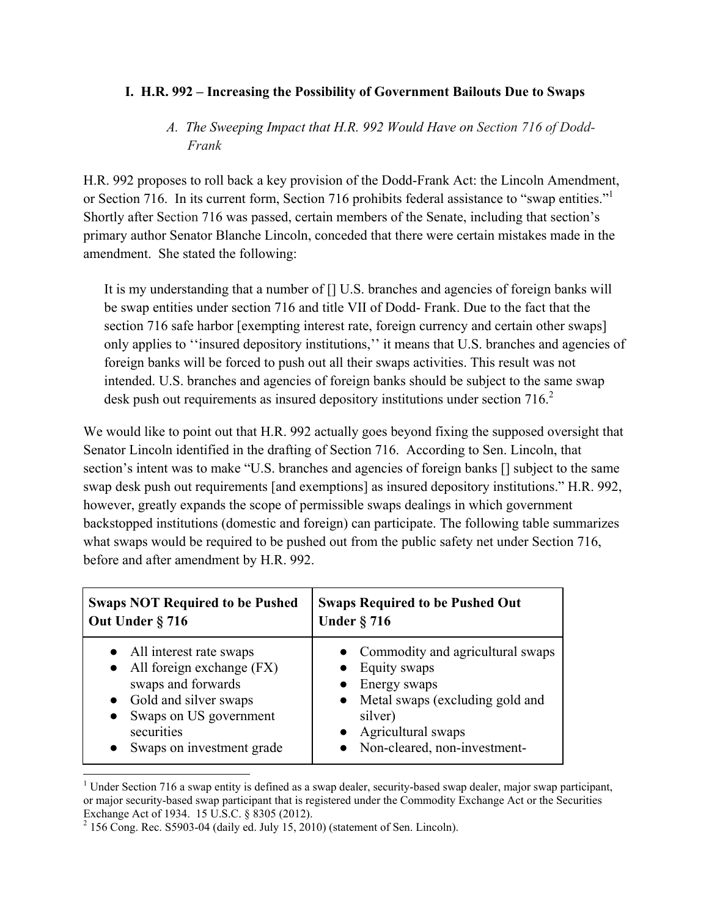## I. H.R. 992 – Increasing the Possibility of Government Bailouts Due to Swaps

### *A. The Sweeping Impact that H.R. 992 Would Have on Section 716 of Dodd-Frank*

H.R. 992 proposes to roll back a key provision of the Dodd-Frank Act: the Lincoln Amendment, or Section 716. In its current form, Section 716 prohibits federal assistance to "swap entities."[1] Shortly after Section 716 was passed, certain members of the Senate, including that section's primary author Senator Blanche Lincoln, conceded that there were certain mistakes made in the amendment. She stated the following:

> It is my understanding that a number of [] U.S. branches and agencies of foreign banks will be swap entities under section 716 and title VII of Dodd- Frank. Due to the fact that the section 716 safe harbor [exempting interest rate, foreign currency and certain other swaps] only applies to ''insured depository institutions,'' it means that U.S. branches and agencies of foreign banks will be forced to push out all their swaps activities. This result was not intended. U.S. branches and agencies of foreign banks should be subject to the same swap desk push out requirements as insured depository institutions under section 716.[2]

We would like to point out that H.R. 992 actually goes beyond fixing the supposed oversight that Senator Lincoln identified in the drafting of Section 716. According to Sen. Lincoln, that section's intent was to make "U.S. branches and agencies of foreign banks [] subject to the same swap desk push out requirements [and exemptions] as insured depository institutions." H.R. 992, however, greatly expands the scope of permissible swaps dealings in which government backstopped institutions (domestic and foreign) can participate. The following table summarizes what swaps would be required to be pushed out from the public safety net under Section 716, before and after amendment by H.R. 992.

| Swaps NOT Required to be Pushed Out Under § 716 | Swaps Required to be Pushed Out Under § 716 |
|---|---|
| • All interest rate swaps<br>• All foreign exchange (FX) swaps and forwards<br>• Gold and silver swaps<br>• Swaps on US government securities<br>• Swaps on investment grade | • Commodity and agricultural swaps<br>• Equity swaps<br>• Energy swaps<br>• Metal swaps (excluding gold and silver)<br>• Agricultural swaps<br>• Non-cleared, non-investment- |

[1] Under Section 716 a swap entity is defined as a swap dealer, security-based swap dealer, major swap participant, or major security-based swap participant that is registered under the Commodity Exchange Act or the Securities Exchange Act of 1934. 15 U.S.C. § 8305 (2012).

[2] 156 Cong. Rec. S5903-04 (daily ed. July 15, 2010) (statement of Sen. Lincoln).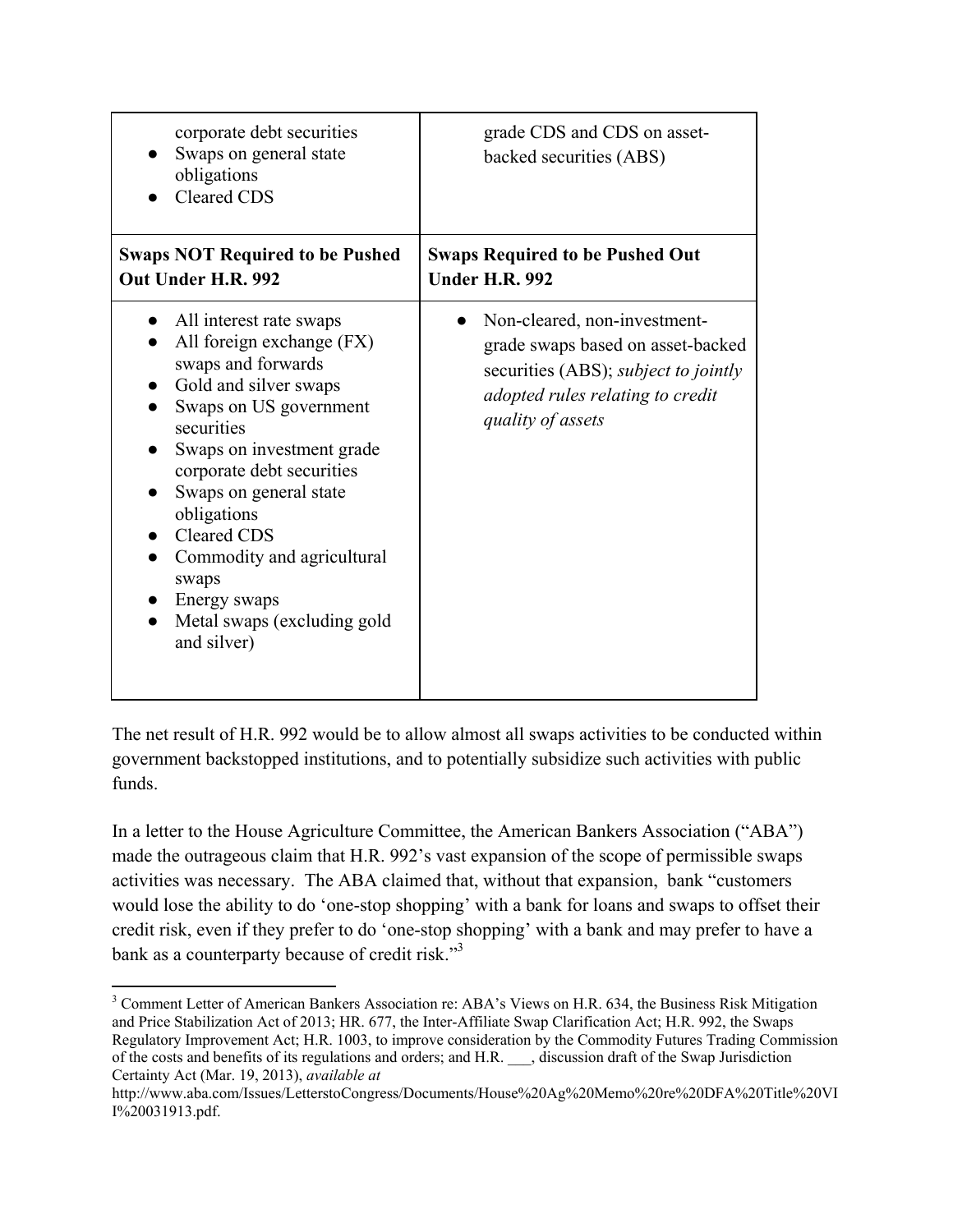| corporate debt securities<br>● Swaps on general state obligations<br>● Cleared CDS | grade CDS and CDS on asset-backed securities (ABS) |
|---|---|
| **Swaps NOT Required to be Pushed Out Under H.R. 992** | **Swaps Required to be Pushed Out Under H.R. 992** |
| ● All interest rate swaps<br>● All foreign exchange (FX) swaps and forwards<br>● Gold and silver swaps<br>● Swaps on US government securities<br>● Swaps on investment grade corporate debt securities<br>● Swaps on general state obligations<br>● Cleared CDS<br>● Commodity and agricultural swaps<br>● Energy swaps<br>● Metal swaps (excluding gold and silver) | ● Non-cleared, non-investment-grade swaps based on asset-backed securities (ABS); *subject to jointly adopted rules relating to credit quality of assets* |

The net result of H.R. 992 would be to allow almost all swaps activities to be conducted within government backstopped institutions, and to potentially subsidize such activities with public funds.

In a letter to the House Agriculture Committee, the American Bankers Association ("ABA") made the outrageous claim that H.R. 992's vast expansion of the scope of permissible swaps activities was necessary. The ABA claimed that, without that expansion, bank "customers would lose the ability to do 'one-stop shopping' with a bank for loans and swaps to offset their credit risk, even if they prefer to do 'one-stop shopping' with a bank and may prefer to have a bank as a counterparty because of credit risk."[3]

---

[3] Comment Letter of American Bankers Association re: ABA's Views on H.R. 634, the Business Risk Mitigation and Price Stabilization Act of 2013; HR. 677, the Inter-Affiliate Swap Clarification Act; H.R. 992, the Swaps Regulatory Improvement Act; H.R. 1003, to improve consideration by the Commodity Futures Trading Commission of the costs and benefits of its regulations and orders; and H.R. ___, discussion draft of the Swap Jurisdiction Certainty Act (Mar. 19, 2013), *available at* http://www.aba.com/Issues/LetterstoCongress/Documents/House%20Ag%20Memo%20re%20DFA%20Title%20VII%20031913.pdf.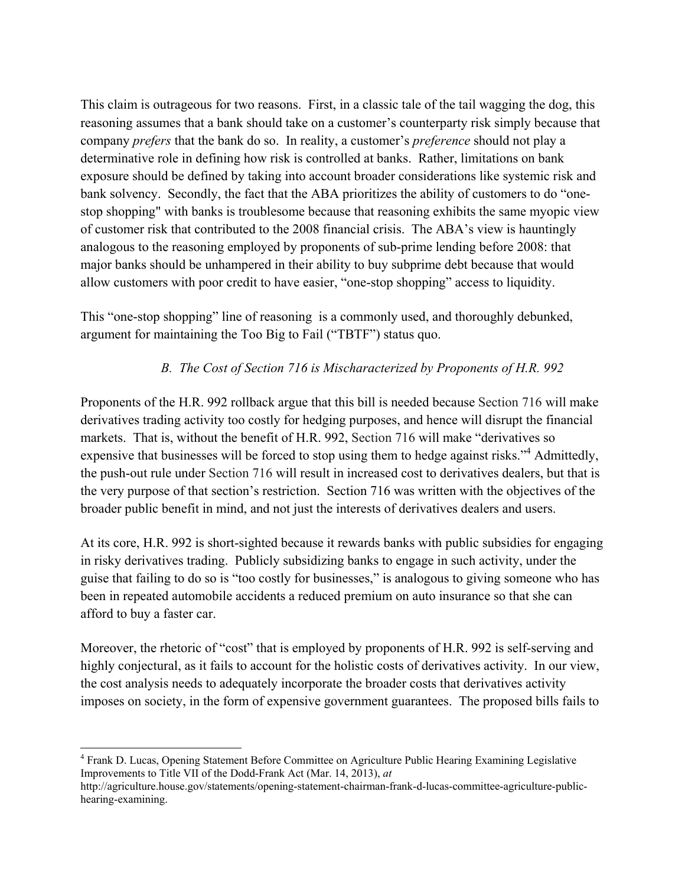This claim is outrageous for two reasons. First, in a classic tale of the tail wagging the dog, this reasoning assumes that a bank should take on a customer's counterparty risk simply because that company *prefers* that the bank do so. In reality, a customer's *preference* should not play a determinative role in defining how risk is controlled at banks. Rather, limitations on bank exposure should be defined by taking into account broader considerations like systemic risk and bank solvency. Secondly, the fact that the ABA prioritizes the ability of customers to do "one-stop shopping" with banks is troublesome because that reasoning exhibits the same myopic view of customer risk that contributed to the 2008 financial crisis. The ABA's view is hauntingly analogous to the reasoning employed by proponents of sub-prime lending before 2008: that major banks should be unhampered in their ability to buy subprime debt because that would allow customers with poor credit to have easier, "one-stop shopping" access to liquidity.

This "one-stop shopping" line of reasoning is a commonly used, and thoroughly debunked, argument for maintaining the Too Big to Fail ("TBTF") status quo.

*B. The Cost of Section 716 is Mischaracterized by Proponents of H.R. 992*

Proponents of the H.R. 992 rollback argue that this bill is needed because Section 716 will make derivatives trading activity too costly for hedging purposes, and hence will disrupt the financial markets. That is, without the benefit of H.R. 992, Section 716 will make "derivatives so expensive that businesses will be forced to stop using them to hedge against risks."[4] Admittedly, the push-out rule under Section 716 will result in increased cost to derivatives dealers, but that is the very purpose of that section's restriction. Section 716 was written with the objectives of the broader public benefit in mind, and not just the interests of derivatives dealers and users.

At its core, H.R. 992 is short-sighted because it rewards banks with public subsidies for engaging in risky derivatives trading. Publicly subsidizing banks to engage in such activity, under the guise that failing to do so is "too costly for businesses," is analogous to giving someone who has been in repeated automobile accidents a reduced premium on auto insurance so that she can afford to buy a faster car.

Moreover, the rhetoric of "cost" that is employed by proponents of H.R. 992 is self-serving and highly conjectural, as it fails to account for the holistic costs of derivatives activity. In our view, the cost analysis needs to adequately incorporate the broader costs that derivatives activity imposes on society, in the form of expensive government guarantees. The proposed bills fails to

[4] Frank D. Lucas, Opening Statement Before Committee on Agriculture Public Hearing Examining Legislative Improvements to Title VII of the Dodd-Frank Act (Mar. 14, 2013), *at* http://agriculture.house.gov/statements/opening-statement-chairman-frank-d-lucas-committee-agriculture-public-hearing-examining.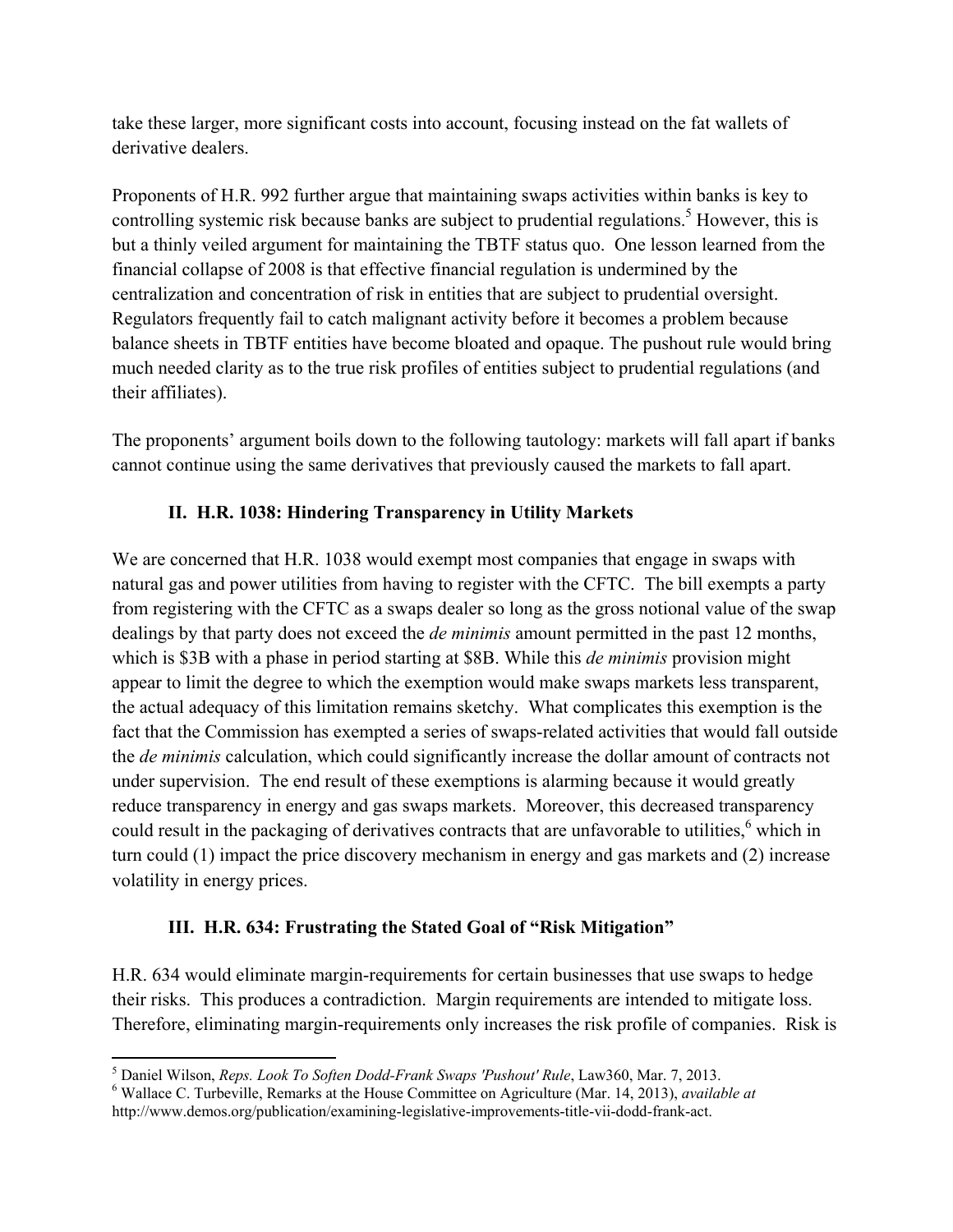take these larger, more significant costs into account, focusing instead on the fat wallets of derivative dealers.

Proponents of H.R. 992 further argue that maintaining swaps activities within banks is key to controlling systemic risk because banks are subject to prudential regulations.[5] However, this is but a thinly veiled argument for maintaining the TBTF status quo. One lesson learned from the financial collapse of 2008 is that effective financial regulation is undermined by the centralization and concentration of risk in entities that are subject to prudential oversight. Regulators frequently fail to catch malignant activity before it becomes a problem because balance sheets in TBTF entities have become bloated and opaque. The pushout rule would bring much needed clarity as to the true risk profiles of entities subject to prudential regulations (and their affiliates).

The proponents' argument boils down to the following tautology: markets will fall apart if banks cannot continue using the same derivatives that previously caused the markets to fall apart.

### II. H.R. 1038: Hindering Transparency in Utility Markets

We are concerned that H.R. 1038 would exempt most companies that engage in swaps with natural gas and power utilities from having to register with the CFTC. The bill exempts a party from registering with the CFTC as a swaps dealer so long as the gross notional value of the swap dealings by that party does not exceed the *de minimis* amount permitted in the past 12 months, which is \$3B with a phase in period starting at \$8B. While this *de minimis* provision might appear to limit the degree to which the exemption would make swaps markets less transparent, the actual adequacy of this limitation remains sketchy. What complicates this exemption is the fact that the Commission has exempted a series of swaps-related activities that would fall outside the *de minimis* calculation, which could significantly increase the dollar amount of contracts not under supervision. The end result of these exemptions is alarming because it would greatly reduce transparency in energy and gas swaps markets. Moreover, this decreased transparency could result in the packaging of derivatives contracts that are unfavorable to utilities,[6] which in turn could (1) impact the price discovery mechanism in energy and gas markets and (2) increase volatility in energy prices.

### III. H.R. 634: Frustrating the Stated Goal of "Risk Mitigation"

H.R. 634 would eliminate margin-requirements for certain businesses that use swaps to hedge their risks. This produces a contradiction. Margin requirements are intended to mitigate loss. Therefore, eliminating margin-requirements only increases the risk profile of companies. Risk is

---

[5] Daniel Wilson, *Reps. Look To Soften Dodd-Frank Swaps 'Pushout' Rule*, Law360, Mar. 7, 2013.

[6] Wallace C. Turbeville, Remarks at the House Committee on Agriculture (Mar. 14, 2013), *available at* http://www.demos.org/publication/examining-legislative-improvements-title-vii-dodd-frank-act.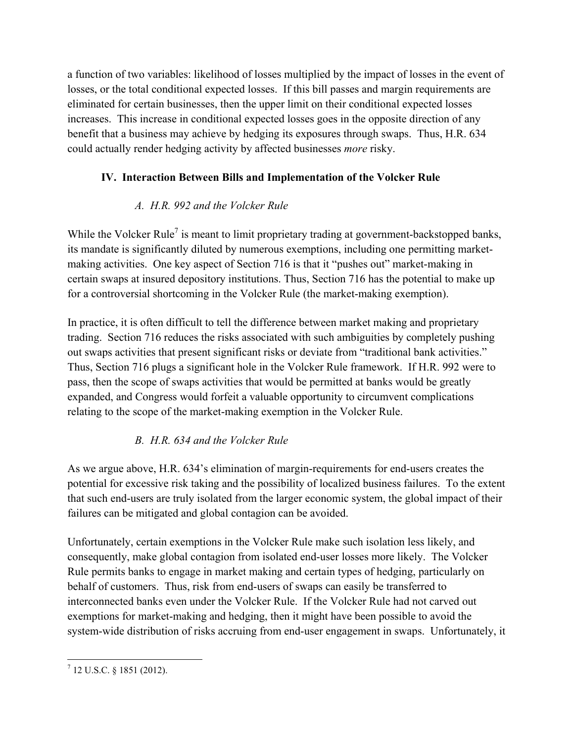a function of two variables: likelihood of losses multiplied by the impact of losses in the event of losses, or the total conditional expected losses. If this bill passes and margin requirements are eliminated for certain businesses, then the upper limit on their conditional expected losses increases. This increase in conditional expected losses goes in the opposite direction of any benefit that a business may achieve by hedging its exposures through swaps. Thus, H.R. 634 could actually render hedging activity by affected businesses *more* risky.

## IV. Interaction Between Bills and Implementation of the Volcker Rule

### *A. H.R. 992 and the Volcker Rule*

While the Volcker Rule[7] is meant to limit proprietary trading at government-backstopped banks, its mandate is significantly diluted by numerous exemptions, including one permitting market-making activities. One key aspect of Section 716 is that it "pushes out" market-making in certain swaps at insured depository institutions. Thus, Section 716 has the potential to make up for a controversial shortcoming in the Volcker Rule (the market-making exemption).

In practice, it is often difficult to tell the difference between market making and proprietary trading. Section 716 reduces the risks associated with such ambiguities by completely pushing out swaps activities that present significant risks or deviate from "traditional bank activities." Thus, Section 716 plugs a significant hole in the Volcker Rule framework. If H.R. 992 were to pass, then the scope of swaps activities that would be permitted at banks would be greatly expanded, and Congress would forfeit a valuable opportunity to circumvent complications relating to the scope of the market-making exemption in the Volcker Rule.

### *B. H.R. 634 and the Volcker Rule*

As we argue above, H.R. 634's elimination of margin-requirements for end-users creates the potential for excessive risk taking and the possibility of localized business failures. To the extent that such end-users are truly isolated from the larger economic system, the global impact of their failures can be mitigated and global contagion can be avoided.

Unfortunately, certain exemptions in the Volcker Rule make such isolation less likely, and consequently, make global contagion from isolated end-user losses more likely. The Volcker Rule permits banks to engage in market making and certain types of hedging, particularly on behalf of customers. Thus, risk from end-users of swaps can easily be transferred to interconnected banks even under the Volcker Rule. If the Volcker Rule had not carved out exemptions for market-making and hedging, then it might have been possible to avoid the system-wide distribution of risks accruing from end-user engagement in swaps. Unfortunately, it

[7] 12 U.S.C. § 1851 (2012).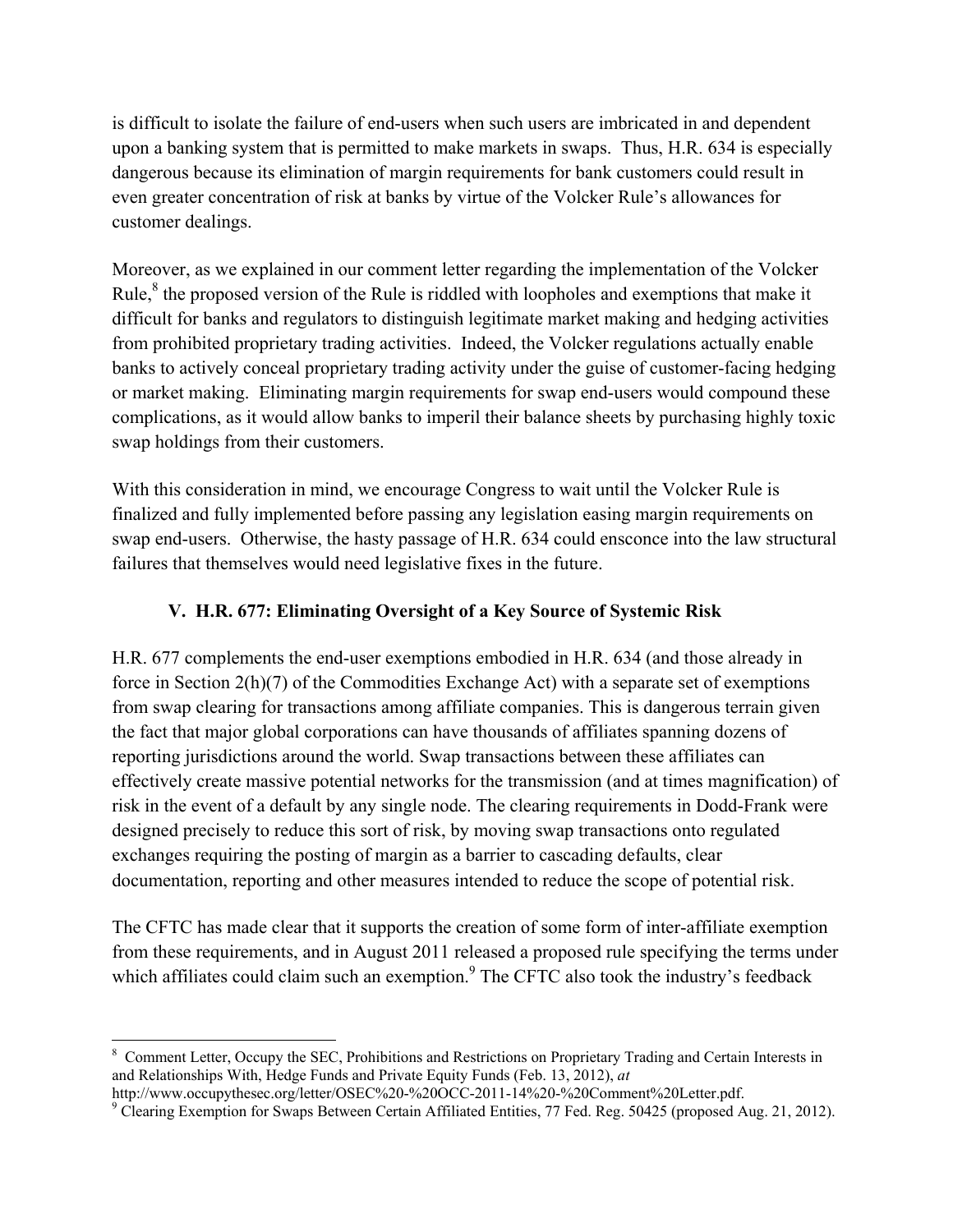is difficult to isolate the failure of end-users when such users are imbricated in and dependent upon a banking system that is permitted to make markets in swaps. Thus, H.R. 634 is especially dangerous because its elimination of margin requirements for bank customers could result in even greater concentration of risk at banks by virtue of the Volcker Rule's allowances for customer dealings.

Moreover, as we explained in our comment letter regarding the implementation of the Volcker Rule,[8] the proposed version of the Rule is riddled with loopholes and exemptions that make it difficult for banks and regulators to distinguish legitimate market making and hedging activities from prohibited proprietary trading activities. Indeed, the Volcker regulations actually enable banks to actively conceal proprietary trading activity under the guise of customer-facing hedging or market making. Eliminating margin requirements for swap end-users would compound these complications, as it would allow banks to imperil their balance sheets by purchasing highly toxic swap holdings from their customers.

With this consideration in mind, we encourage Congress to wait until the Volcker Rule is finalized and fully implemented before passing any legislation easing margin requirements on swap end-users. Otherwise, the hasty passage of H.R. 634 could ensconce into the law structural failures that themselves would need legislative fixes in the future.

### V. H.R. 677: Eliminating Oversight of a Key Source of Systemic Risk

H.R. 677 complements the end-user exemptions embodied in H.R. 634 (and those already in force in Section 2(h)(7) of the Commodities Exchange Act) with a separate set of exemptions from swap clearing for transactions among affiliate companies. This is dangerous terrain given the fact that major global corporations can have thousands of affiliates spanning dozens of reporting jurisdictions around the world. Swap transactions between these affiliates can effectively create massive potential networks for the transmission (and at times magnification) of risk in the event of a default by any single node. The clearing requirements in Dodd-Frank were designed precisely to reduce this sort of risk, by moving swap transactions onto regulated exchanges requiring the posting of margin as a barrier to cascading defaults, clear documentation, reporting and other measures intended to reduce the scope of potential risk.

The CFTC has made clear that it supports the creation of some form of inter-affiliate exemption from these requirements, and in August 2011 released a proposed rule specifying the terms under which affiliates could claim such an exemption.[9] The CFTC also took the industry's feedback

---

[8] Comment Letter, Occupy the SEC, Prohibitions and Restrictions on Proprietary Trading and Certain Interests in and Relationships With, Hedge Funds and Private Equity Funds (Feb. 13, 2012), *at* http://www.occupythesec.org/letter/OSEC%20-%20OCC-2011-14%20-%20Comment%20Letter.pdf.

[9] Clearing Exemption for Swaps Between Certain Affiliated Entities, 77 Fed. Reg. 50425 (proposed Aug. 21, 2012).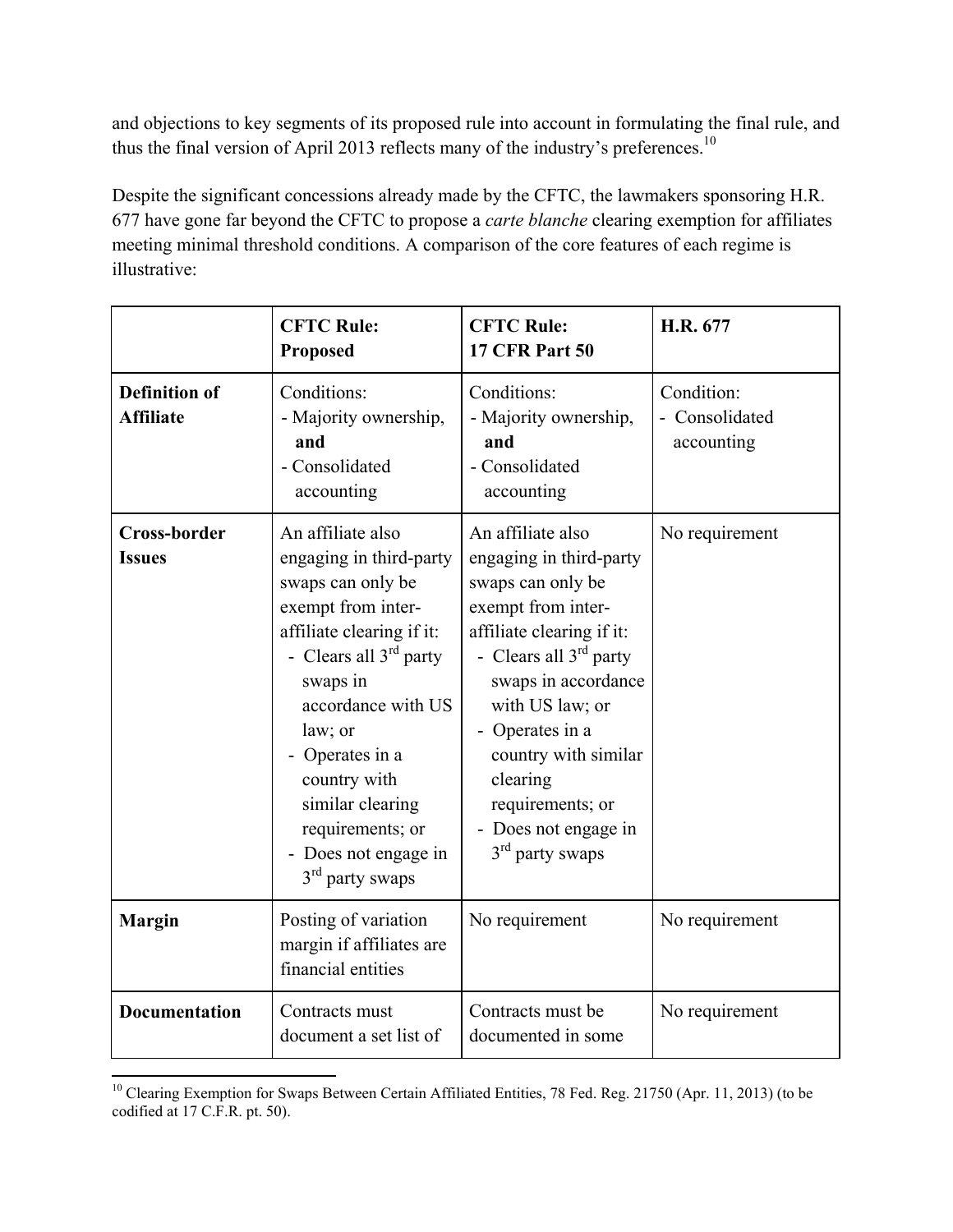and objections to key segments of its proposed rule into account in formulating the final rule, and thus the final version of April 2013 reflects many of the industry's preferences.[10]

Despite the significant concessions already made by the CFTC, the lawmakers sponsoring H.R. 677 have gone far beyond the CFTC to propose a *carte blanche* clearing exemption for affiliates meeting minimal threshold conditions. A comparison of the core features of each regime is illustrative:

| | **CFTC Rule: Proposed** | **CFTC Rule: 17 CFR Part 50** | **H.R. 677** |
|---|---|---|---|
| **Definition of Affiliate** | Conditions:<br>- Majority ownership, **and**<br>- Consolidated accounting | Conditions:<br>- Majority ownership, **and**<br>- Consolidated accounting | Condition:<br>- Consolidated accounting |
| **Cross-border Issues** | An affiliate also engaging in third-party swaps can only be exempt from inter-affiliate clearing if it:<br>- Clears all 3rd party swaps in accordance with US law; or<br>- Operates in a country with similar clearing requirements; or<br>- Does not engage in 3rd party swaps | An affiliate also engaging in third-party swaps can only be exempt from inter-affiliate clearing if it:<br>- Clears all 3rd party swaps in accordance with US law; or<br>- Operates in a country with similar clearing requirements; or<br>- Does not engage in 3rd party swaps | No requirement |
| **Margin** | Posting of variation margin if affiliates are financial entities | No requirement | No requirement |
| **Documentation** | Contracts must document a set list of | Contracts must be documented in some | No requirement |

[10] Clearing Exemption for Swaps Between Certain Affiliated Entities, 78 Fed. Reg. 21750 (Apr. 11, 2013) (to be codified at 17 C.F.R. pt. 50).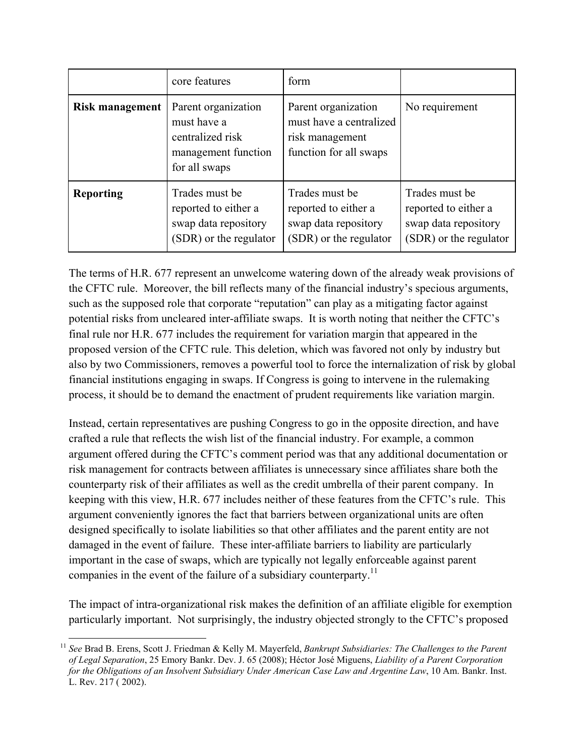| | core features | form | |
|---|---|---|---|
| **Risk management** | Parent organization must have a centralized risk management function for all swaps | Parent organization must have a centralized risk management function for all swaps | No requirement |
| **Reporting** | Trades must be reported to either a swap data repository (SDR) or the regulator | Trades must be reported to either a swap data repository (SDR) or the regulator | Trades must be reported to either a swap data repository (SDR) or the regulator |

The terms of H.R. 677 represent an unwelcome watering down of the already weak provisions of the CFTC rule. Moreover, the bill reflects many of the financial industry's specious arguments, such as the supposed role that corporate "reputation" can play as a mitigating factor against potential risks from uncleared inter-affiliate swaps. It is worth noting that neither the CFTC's final rule nor H.R. 677 includes the requirement for variation margin that appeared in the proposed version of the CFTC rule. This deletion, which was favored not only by industry but also by two Commissioners, removes a powerful tool to force the internalization of risk by global financial institutions engaging in swaps. If Congress is going to intervene in the rulemaking process, it should be to demand the enactment of prudent requirements like variation margin.

Instead, certain representatives are pushing Congress to go in the opposite direction, and have crafted a rule that reflects the wish list of the financial industry. For example, a common argument offered during the CFTC's comment period was that any additional documentation or risk management for contracts between affiliates is unnecessary since affiliates share both the counterparty risk of their affiliates as well as the credit umbrella of their parent company. In keeping with this view, H.R. 677 includes neither of these features from the CFTC's rule. This argument conveniently ignores the fact that barriers between organizational units are often designed specifically to isolate liabilities so that other affiliates and the parent entity are not damaged in the event of failure. These inter-affiliate barriers to liability are particularly important in the case of swaps, which are typically not legally enforceable against parent companies in the event of the failure of a subsidiary counterparty.[11]

The impact of intra-organizational risk makes the definition of an affiliate eligible for exemption particularly important. Not surprisingly, the industry objected strongly to the CFTC's proposed

[11] *See* Brad B. Erens, Scott J. Friedman & Kelly M. Mayerfeld, *Bankrupt Subsidiaries: The Challenges to the Parent of Legal Separation*, 25 Emory Bankr. Dev. J. 65 (2008); Héctor José Miguens, *Liability of a Parent Corporation for the Obligations of an Insolvent Subsidiary Under American Case Law and Argentine Law*, 10 Am. Bankr. Inst. L. Rev. 217 ( 2002).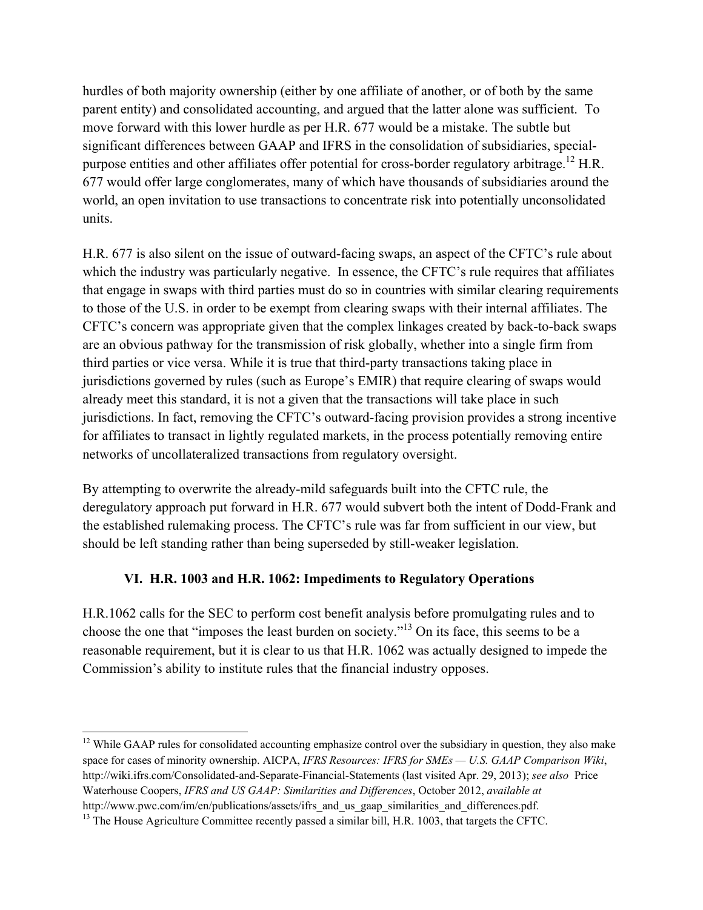hurdles of both majority ownership (either by one affiliate of another, or of both by the same parent entity) and consolidated accounting, and argued that the latter alone was sufficient. To move forward with this lower hurdle as per H.R. 677 would be a mistake. The subtle but significant differences between GAAP and IFRS in the consolidation of subsidiaries, special-purpose entities and other affiliates offer potential for cross-border regulatory arbitrage.[12] H.R. 677 would offer large conglomerates, many of which have thousands of subsidiaries around the world, an open invitation to use transactions to concentrate risk into potentially unconsolidated units.

H.R. 677 is also silent on the issue of outward-facing swaps, an aspect of the CFTC's rule about which the industry was particularly negative. In essence, the CFTC's rule requires that affiliates that engage in swaps with third parties must do so in countries with similar clearing requirements to those of the U.S. in order to be exempt from clearing swaps with their internal affiliates. The CFTC's concern was appropriate given that the complex linkages created by back-to-back swaps are an obvious pathway for the transmission of risk globally, whether into a single firm from third parties or vice versa. While it is true that third-party transactions taking place in jurisdictions governed by rules (such as Europe's EMIR) that require clearing of swaps would already meet this standard, it is not a given that the transactions will take place in such jurisdictions. In fact, removing the CFTC's outward-facing provision provides a strong incentive for affiliates to transact in lightly regulated markets, in the process potentially removing entire networks of uncollateralized transactions from regulatory oversight.

By attempting to overwrite the already-mild safeguards built into the CFTC rule, the deregulatory approach put forward in H.R. 677 would subvert both the intent of Dodd-Frank and the established rulemaking process. The CFTC's rule was far from sufficient in our view, but should be left standing rather than being superseded by still-weaker legislation.

## VI. H.R. 1003 and H.R. 1062: Impediments to Regulatory Operations

H.R.1062 calls for the SEC to perform cost benefit analysis before promulgating rules and to choose the one that "imposes the least burden on society."[13] On its face, this seems to be a reasonable requirement, but it is clear to us that H.R. 1062 was actually designed to impede the Commission's ability to institute rules that the financial industry opposes.

---

[12] While GAAP rules for consolidated accounting emphasize control over the subsidiary in question, they also make space for cases of minority ownership. AICPA, *IFRS Resources: IFRS for SMEs — U.S. GAAP Comparison Wiki*, http://wiki.ifrs.com/Consolidated-and-Separate-Financial-Statements (last visited Apr. 29, 2013); *see also* Price Waterhouse Coopers, *IFRS and US GAAP: Similarities and Differences*, October 2012, *available at* http://www.pwc.com/im/en/publications/assets/ifrs_and_us_gaap_similarities_and_differences.pdf.

[13] The House Agriculture Committee recently passed a similar bill, H.R. 1003, that targets the CFTC.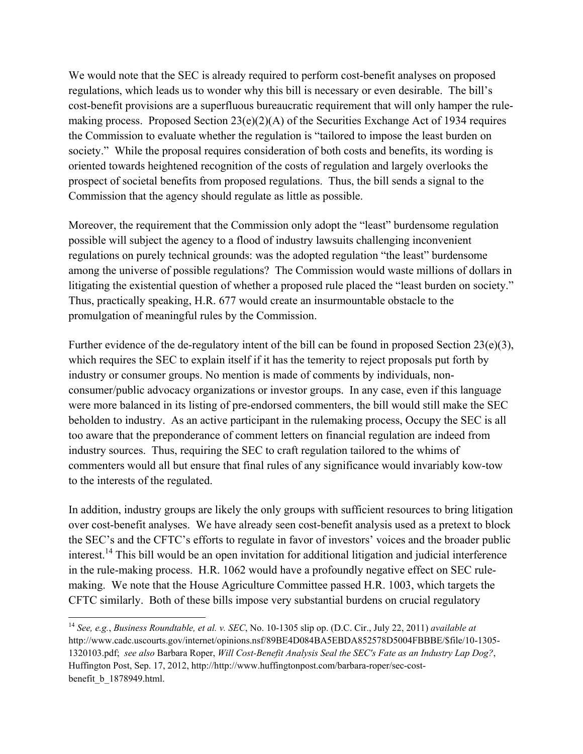We would note that the SEC is already required to perform cost-benefit analyses on proposed regulations, which leads us to wonder why this bill is necessary or even desirable. The bill's cost-benefit provisions are a superfluous bureaucratic requirement that will only hamper the rule-making process. Proposed Section 23(e)(2)(A) of the Securities Exchange Act of 1934 requires the Commission to evaluate whether the regulation is "tailored to impose the least burden on society." While the proposal requires consideration of both costs and benefits, its wording is oriented towards heightened recognition of the costs of regulation and largely overlooks the prospect of societal benefits from proposed regulations. Thus, the bill sends a signal to the Commission that the agency should regulate as little as possible.

Moreover, the requirement that the Commission only adopt the "least" burdensome regulation possible will subject the agency to a flood of industry lawsuits challenging inconvenient regulations on purely technical grounds: was the adopted regulation "the least" burdensome among the universe of possible regulations? The Commission would waste millions of dollars in litigating the existential question of whether a proposed rule placed the "least burden on society." Thus, practically speaking, H.R. 677 would create an insurmountable obstacle to the promulgation of meaningful rules by the Commission.

Further evidence of the de-regulatory intent of the bill can be found in proposed Section 23(e)(3), which requires the SEC to explain itself if it has the temerity to reject proposals put forth by industry or consumer groups. No mention is made of comments by individuals, non-consumer/public advocacy organizations or investor groups. In any case, even if this language were more balanced in its listing of pre-endorsed commenters, the bill would still make the SEC beholden to industry. As an active participant in the rulemaking process, Occupy the SEC is all too aware that the preponderance of comment letters on financial regulation are indeed from industry sources. Thus, requiring the SEC to craft regulation tailored to the whims of commenters would all but ensure that final rules of any significance would invariably kow-tow to the interests of the regulated.

In addition, industry groups are likely the only groups with sufficient resources to bring litigation over cost-benefit analyses. We have already seen cost-benefit analysis used as a pretext to block the SEC's and the CFTC's efforts to regulate in favor of investors' voices and the broader public interest.[14] This bill would be an open invitation for additional litigation and judicial interference in the rule-making process. H.R. 1062 would have a profoundly negative effect on SEC rule-making. We note that the House Agriculture Committee passed H.R. 1003, which targets the CFTC similarly. Both of these bills impose very substantial burdens on crucial regulatory

---

[14] *See, e.g.*, *Business Roundtable, et al. v. SEC*, No. 10-1305 slip op. (D.C. Cir., July 22, 2011) *available at* http://www.cadc.uscourts.gov/internet/opinions.nsf/89BE4D084BA5EBDA852578D5004FBBBE/$file/10-1305-1320103.pdf; *see also* Barbara Roper, *Will Cost-Benefit Analysis Seal the SEC's Fate as an Industry Lap Dog?*, Huffington Post, Sep. 17, 2012, http://http://www.huffingtonpost.com/barbara-roper/sec-cost-benefit_b_1878949.html.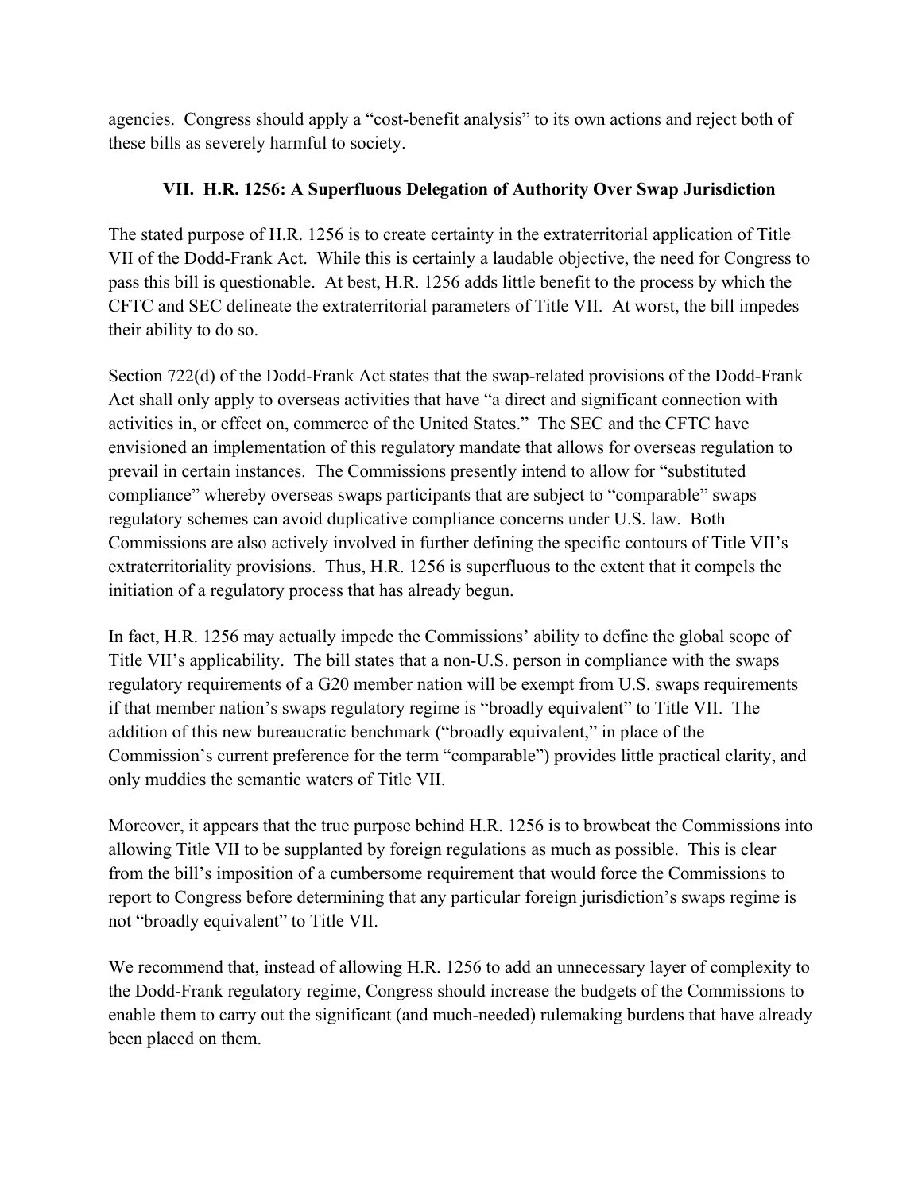agencies. Congress should apply a "cost-benefit analysis" to its own actions and reject both of these bills as severely harmful to society.

## VII. H.R. 1256: A Superfluous Delegation of Authority Over Swap Jurisdiction

The stated purpose of H.R. 1256 is to create certainty in the extraterritorial application of Title VII of the Dodd-Frank Act. While this is certainly a laudable objective, the need for Congress to pass this bill is questionable. At best, H.R. 1256 adds little benefit to the process by which the CFTC and SEC delineate the extraterritorial parameters of Title VII. At worst, the bill impedes their ability to do so.

Section 722(d) of the Dodd-Frank Act states that the swap-related provisions of the Dodd-Frank Act shall only apply to overseas activities that have "a direct and significant connection with activities in, or effect on, commerce of the United States." The SEC and the CFTC have envisioned an implementation of this regulatory mandate that allows for overseas regulation to prevail in certain instances. The Commissions presently intend to allow for "substituted compliance" whereby overseas swaps participants that are subject to "comparable" swaps regulatory schemes can avoid duplicative compliance concerns under U.S. law. Both Commissions are also actively involved in further defining the specific contours of Title VII's extraterritoriality provisions. Thus, H.R. 1256 is superfluous to the extent that it compels the initiation of a regulatory process that has already begun.

In fact, H.R. 1256 may actually impede the Commissions' ability to define the global scope of Title VII's applicability. The bill states that a non-U.S. person in compliance with the swaps regulatory requirements of a G20 member nation will be exempt from U.S. swaps requirements if that member nation's swaps regulatory regime is "broadly equivalent" to Title VII. The addition of this new bureaucratic benchmark ("broadly equivalent," in place of the Commission's current preference for the term "comparable") provides little practical clarity, and only muddies the semantic waters of Title VII.

Moreover, it appears that the true purpose behind H.R. 1256 is to browbeat the Commissions into allowing Title VII to be supplanted by foreign regulations as much as possible. This is clear from the bill's imposition of a cumbersome requirement that would force the Commissions to report to Congress before determining that any particular foreign jurisdiction's swaps regime is not "broadly equivalent" to Title VII.

We recommend that, instead of allowing H.R. 1256 to add an unnecessary layer of complexity to the Dodd-Frank regulatory regime, Congress should increase the budgets of the Commissions to enable them to carry out the significant (and much-needed) rulemaking burdens that have already been placed on them.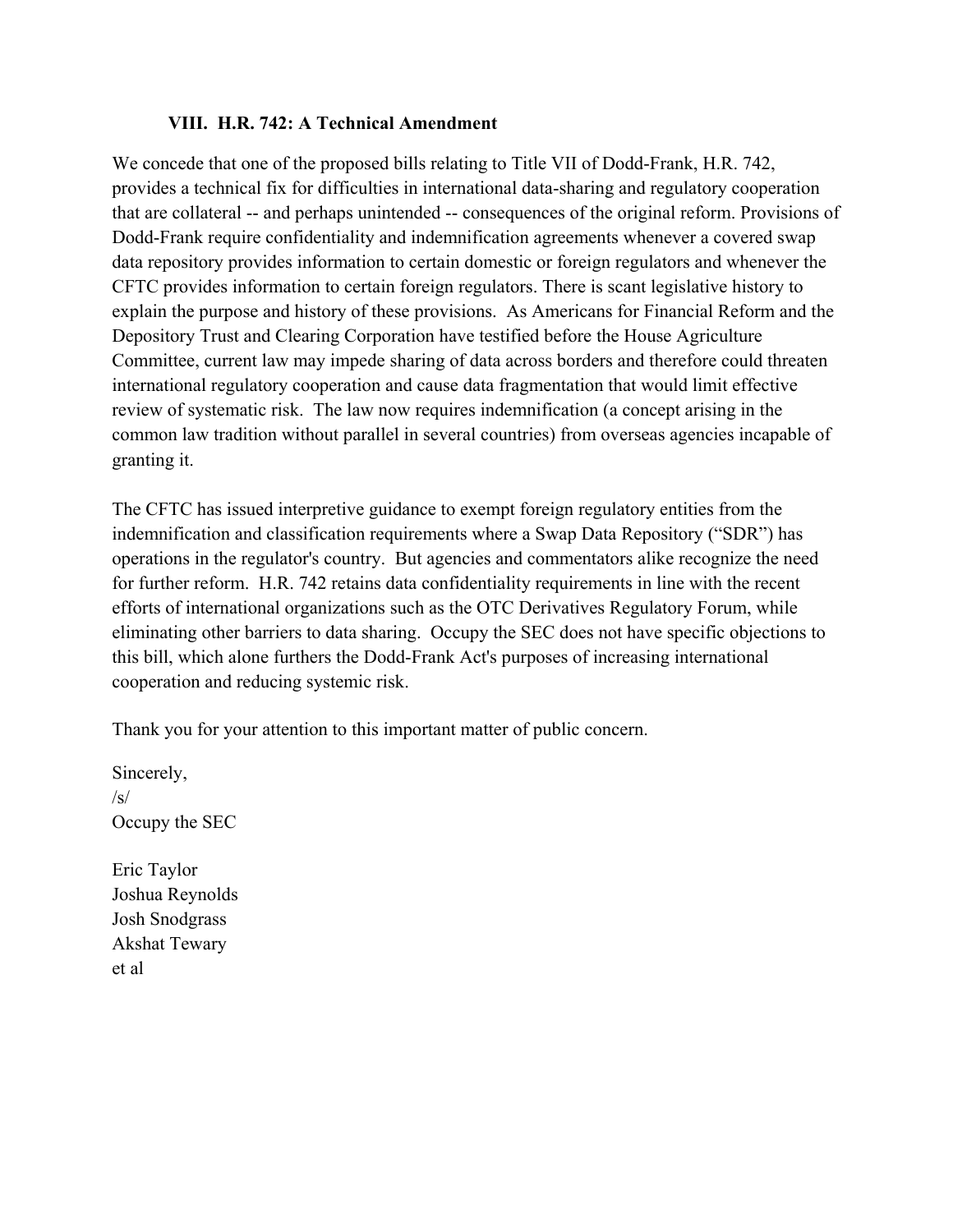### VIII. H.R. 742: A Technical Amendment

We concede that one of the proposed bills relating to Title VII of Dodd-Frank, H.R. 742, provides a technical fix for difficulties in international data-sharing and regulatory cooperation that are collateral -- and perhaps unintended -- consequences of the original reform. Provisions of Dodd-Frank require confidentiality and indemnification agreements whenever a covered swap data repository provides information to certain domestic or foreign regulators and whenever the CFTC provides information to certain foreign regulators. There is scant legislative history to explain the purpose and history of these provisions. As Americans for Financial Reform and the Depository Trust and Clearing Corporation have testified before the House Agriculture Committee, current law may impede sharing of data across borders and therefore could threaten international regulatory cooperation and cause data fragmentation that would limit effective review of systematic risk. The law now requires indemnification (a concept arising in the common law tradition without parallel in several countries) from overseas agencies incapable of granting it.

The CFTC has issued interpretive guidance to exempt foreign regulatory entities from the indemnification and classification requirements where a Swap Data Repository ("SDR") has operations in the regulator's country. But agencies and commentators alike recognize the need for further reform. H.R. 742 retains data confidentiality requirements in line with the recent efforts of international organizations such as the OTC Derivatives Regulatory Forum, while eliminating other barriers to data sharing. Occupy the SEC does not have specific objections to this bill, which alone furthers the Dodd-Frank Act's purposes of increasing international cooperation and reducing systemic risk.

Thank you for your attention to this important matter of public concern.

Sincerely,
/s/
Occupy the SEC

Eric Taylor
Joshua Reynolds
Josh Snodgrass
Akshat Tewary
et al